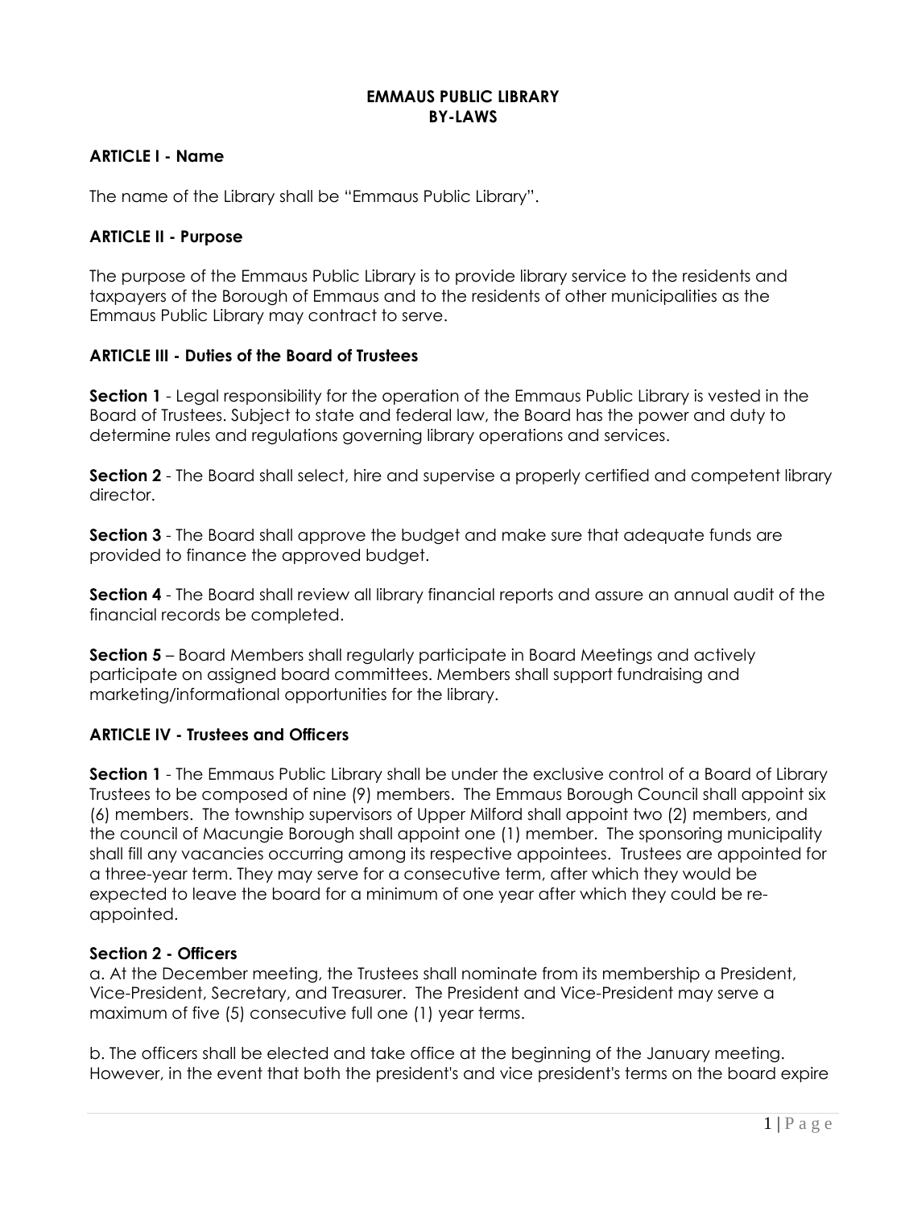# EMMAUS PUBLIC LIBRARY
# BY-LAWS

## ARTICLE I - Name

The name of the Library shall be "Emmaus Public Library".

## ARTICLE II - Purpose

The purpose of the Emmaus Public Library is to provide library service to the residents and taxpayers of the Borough of Emmaus and to the residents of other municipalities as the Emmaus Public Library may contract to serve.

## ARTICLE III - Duties of the Board of Trustees

**Section 1** - Legal responsibility for the operation of the Emmaus Public Library is vested in the Board of Trustees. Subject to state and federal law, the Board has the power and duty to determine rules and regulations governing library operations and services.

**Section 2** - The Board shall select, hire and supervise a properly certified and competent library director.

**Section 3** - The Board shall approve the budget and make sure that adequate funds are provided to finance the approved budget.

**Section 4** - The Board shall review all library financial reports and assure an annual audit of the financial records be completed.

**Section 5** – Board Members shall regularly participate in Board Meetings and actively participate on assigned board committees. Members shall support fundraising and marketing/informational opportunities for the library.

## ARTICLE IV - Trustees and Officers

**Section 1** - The Emmaus Public Library shall be under the exclusive control of a Board of Library Trustees to be composed of nine (9) members. The Emmaus Borough Council shall appoint six (6) members. The township supervisors of Upper Milford shall appoint two (2) members, and the council of Macungie Borough shall appoint one (1) member. The sponsoring municipality shall fill any vacancies occurring among its respective appointees. Trustees are appointed for a three-year term. They may serve for a consecutive term, after which they would be expected to leave the board for a minimum of one year after which they could be re-appointed.

**Section 2 - Officers**

a. At the December meeting, the Trustees shall nominate from its membership a President, Vice-President, Secretary, and Treasurer. The President and Vice-President may serve a maximum of five (5) consecutive full one (1) year terms.

b. The officers shall be elected and take office at the beginning of the January meeting. However, in the event that both the president's and vice president's terms on the board expire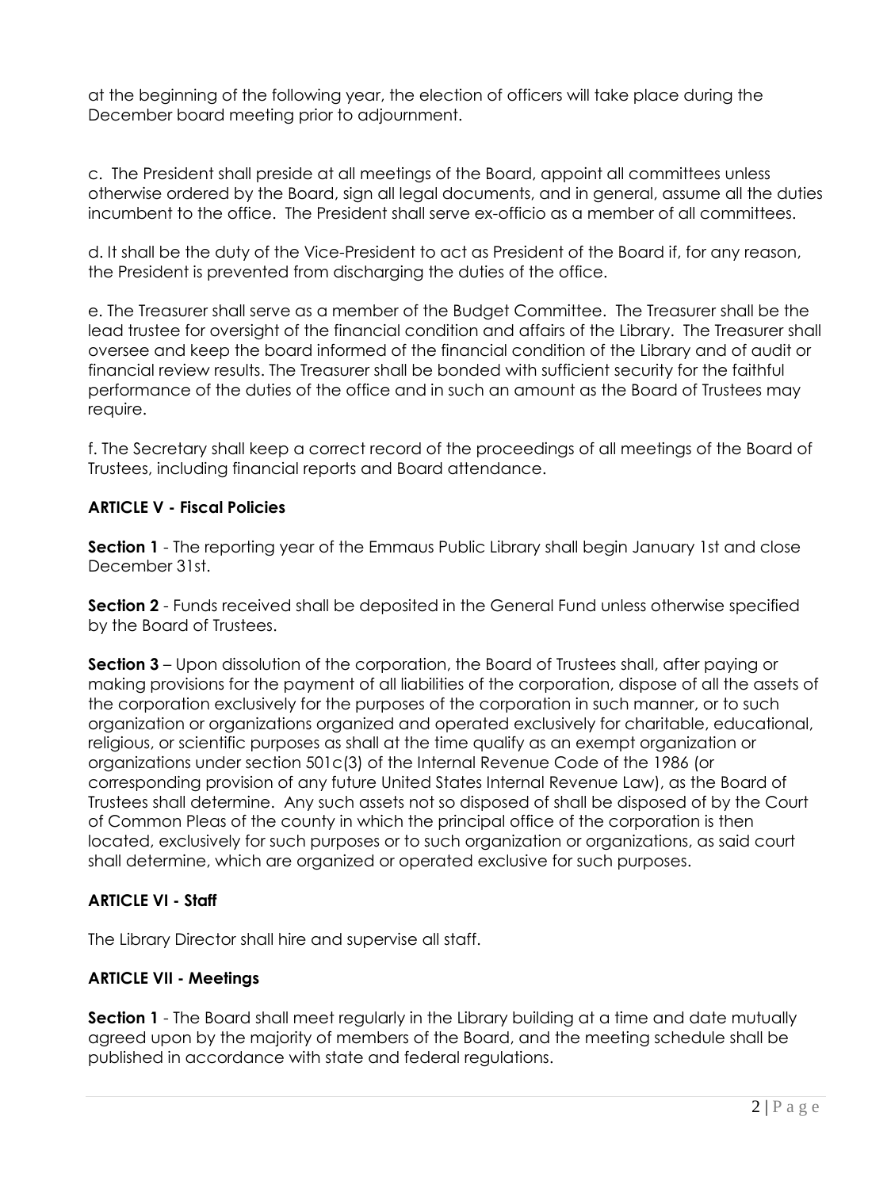at the beginning of the following year, the election of officers will take place during the December board meeting prior to adjournment.

c. The President shall preside at all meetings of the Board, appoint all committees unless otherwise ordered by the Board, sign all legal documents, and in general, assume all the duties incumbent to the office. The President shall serve ex-officio as a member of all committees.

d. It shall be the duty of the Vice-President to act as President of the Board if, for any reason, the President is prevented from discharging the duties of the office.

e. The Treasurer shall serve as a member of the Budget Committee. The Treasurer shall be the lead trustee for oversight of the financial condition and affairs of the Library. The Treasurer shall oversee and keep the board informed of the financial condition of the Library and of audit or financial review results. The Treasurer shall be bonded with sufficient security for the faithful performance of the duties of the office and in such an amount as the Board of Trustees may require.

f. The Secretary shall keep a correct record of the proceedings of all meetings of the Board of Trustees, including financial reports and Board attendance.

**ARTICLE V - Fiscal Policies**

**Section 1** - The reporting year of the Emmaus Public Library shall begin January 1st and close December 31st.

**Section 2** - Funds received shall be deposited in the General Fund unless otherwise specified by the Board of Trustees.

**Section 3** – Upon dissolution of the corporation, the Board of Trustees shall, after paying or making provisions for the payment of all liabilities of the corporation, dispose of all the assets of the corporation exclusively for the purposes of the corporation in such manner, or to such organization or organizations organized and operated exclusively for charitable, educational, religious, or scientific purposes as shall at the time qualify as an exempt organization or organizations under section 501c(3) of the Internal Revenue Code of the 1986 (or corresponding provision of any future United States Internal Revenue Law), as the Board of Trustees shall determine. Any such assets not so disposed of shall be disposed of by the Court of Common Pleas of the county in which the principal office of the corporation is then located, exclusively for such purposes or to such organization or organizations, as said court shall determine, which are organized or operated exclusive for such purposes.

**ARTICLE VI - Staff**

The Library Director shall hire and supervise all staff.

**ARTICLE VII - Meetings**

**Section 1** - The Board shall meet regularly in the Library building at a time and date mutually agreed upon by the majority of members of the Board, and the meeting schedule shall be published in accordance with state and federal regulations.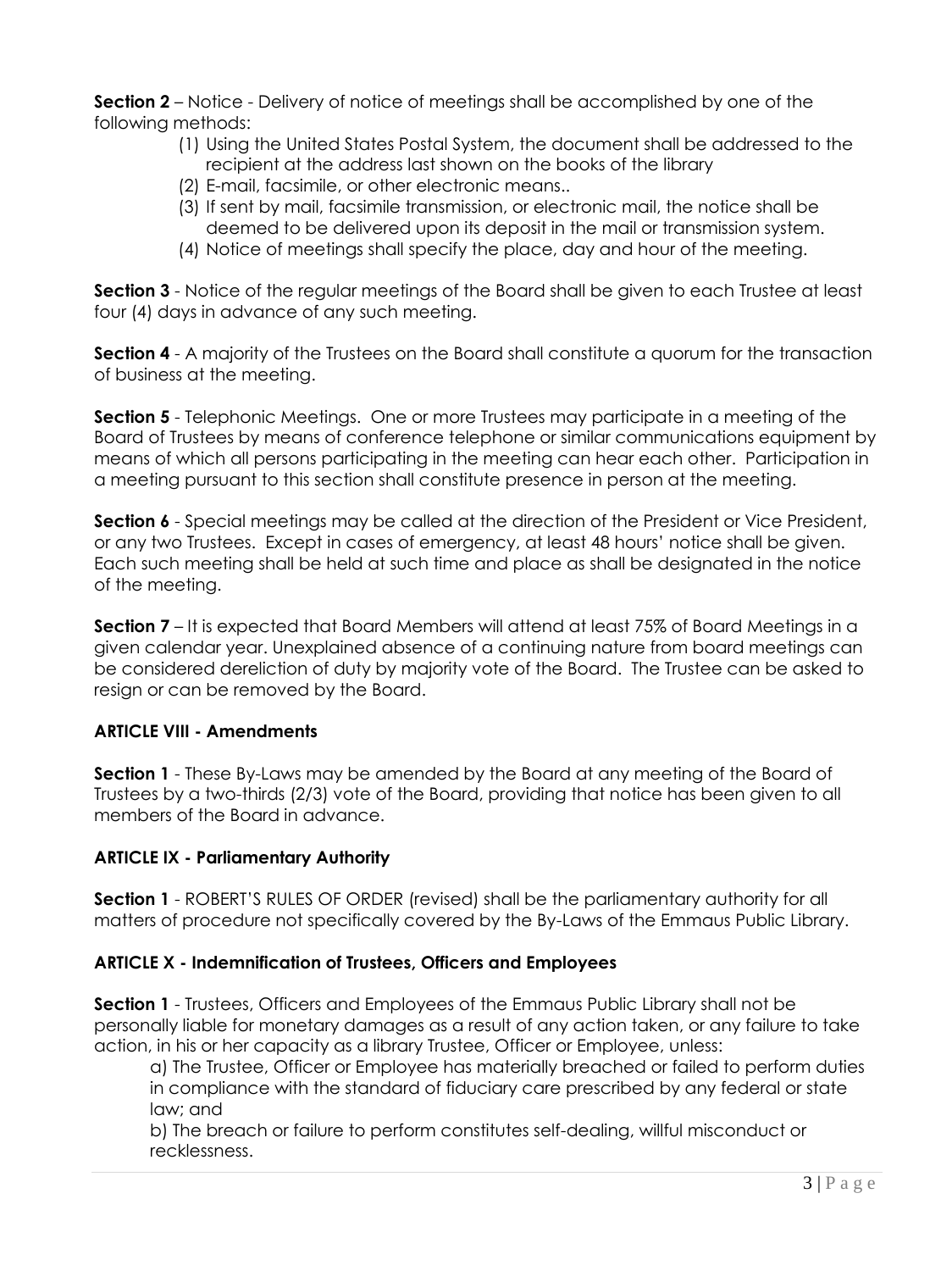**Section 2** – Notice - Delivery of notice of meetings shall be accomplished by one of the following methods:

(1) Using the United States Postal System, the document shall be addressed to the recipient at the address last shown on the books of the library
(2) E-mail, facsimile, or other electronic means..
(3) If sent by mail, facsimile transmission, or electronic mail, the notice shall be deemed to be delivered upon its deposit in the mail or transmission system.
(4) Notice of meetings shall specify the place, day and hour of the meeting.

**Section 3** - Notice of the regular meetings of the Board shall be given to each Trustee at least four (4) days in advance of any such meeting.

**Section 4** - A majority of the Trustees on the Board shall constitute a quorum for the transaction of business at the meeting.

**Section 5** - Telephonic Meetings. One or more Trustees may participate in a meeting of the Board of Trustees by means of conference telephone or similar communications equipment by means of which all persons participating in the meeting can hear each other. Participation in a meeting pursuant to this section shall constitute presence in person at the meeting.

**Section 6** - Special meetings may be called at the direction of the President or Vice President, or any two Trustees. Except in cases of emergency, at least 48 hours' notice shall be given. Each such meeting shall be held at such time and place as shall be designated in the notice of the meeting.

**Section 7** – It is expected that Board Members will attend at least 75% of Board Meetings in a given calendar year. Unexplained absence of a continuing nature from board meetings can be considered dereliction of duty by majority vote of the Board. The Trustee can be asked to resign or can be removed by the Board.

### ARTICLE VIII - Amendments

**Section 1** - These By-Laws may be amended by the Board at any meeting of the Board of Trustees by a two-thirds (2/3) vote of the Board, providing that notice has been given to all members of the Board in advance.

### ARTICLE IX - Parliamentary Authority

**Section 1** - ROBERT'S RULES OF ORDER (revised) shall be the parliamentary authority for all matters of procedure not specifically covered by the By-Laws of the Emmaus Public Library.

### ARTICLE X - Indemnification of Trustees, Officers and Employees

**Section 1** - Trustees, Officers and Employees of the Emmaus Public Library shall not be personally liable for monetary damages as a result of any action taken, or any failure to take action, in his or her capacity as a library Trustee, Officer or Employee, unless:

a) The Trustee, Officer or Employee has materially breached or failed to perform duties in compliance with the standard of fiduciary care prescribed by any federal or state law; and

b) The breach or failure to perform constitutes self-dealing, willful misconduct or recklessness.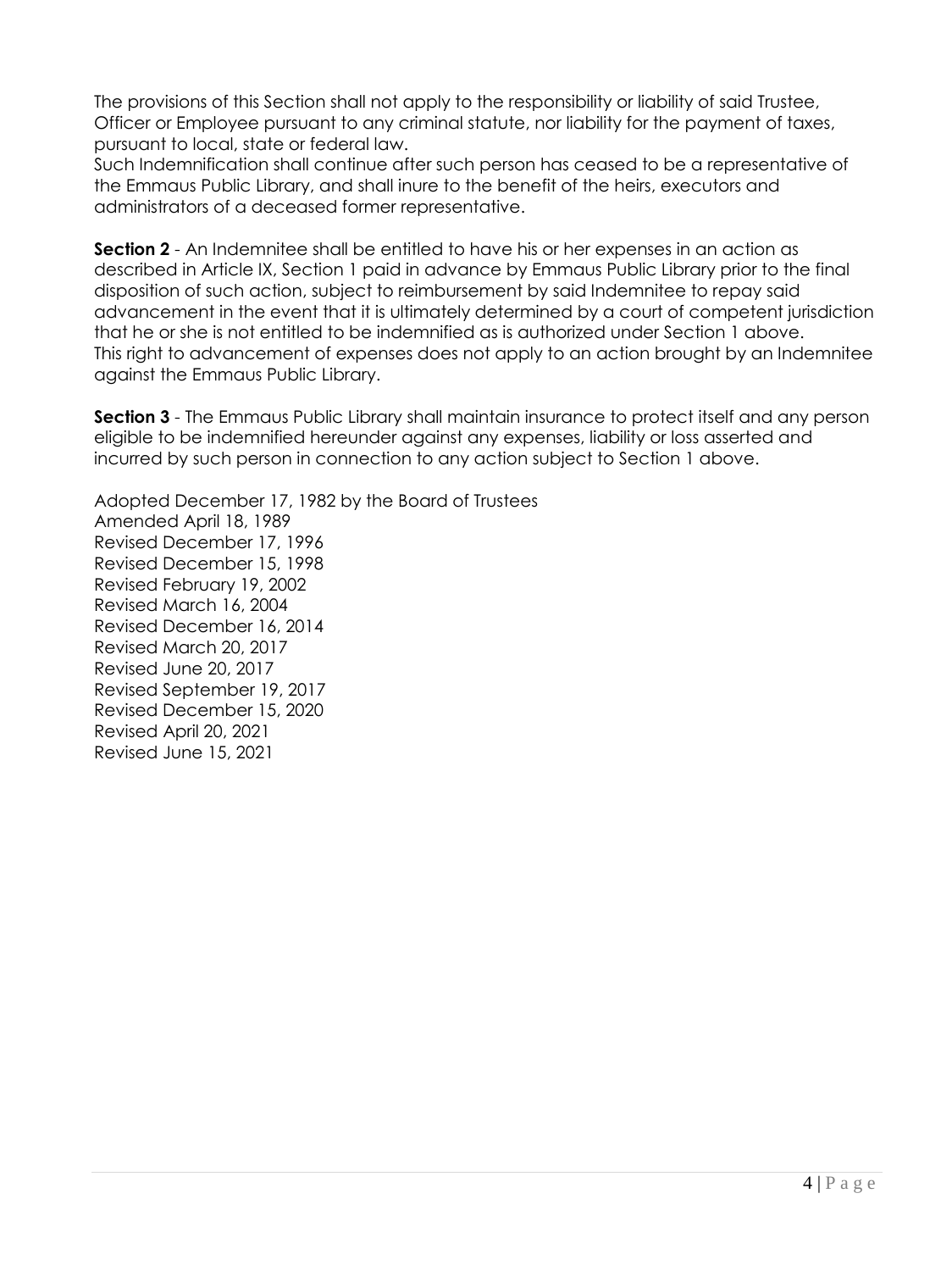The provisions of this Section shall not apply to the responsibility or liability of said Trustee, Officer or Employee pursuant to any criminal statute, nor liability for the payment of taxes, pursuant to local, state or federal law.
Such Indemnification shall continue after such person has ceased to be a representative of the Emmaus Public Library, and shall inure to the benefit of the heirs, executors and administrators of a deceased former representative.

**Section 2** - An Indemnitee shall be entitled to have his or her expenses in an action as described in Article IX, Section 1 paid in advance by Emmaus Public Library prior to the final disposition of such action, subject to reimbursement by said Indemnitee to repay said advancement in the event that it is ultimately determined by a court of competent jurisdiction that he or she is not entitled to be indemnified as is authorized under Section 1 above.
This right to advancement of expenses does not apply to an action brought by an Indemnitee against the Emmaus Public Library.

**Section 3** - The Emmaus Public Library shall maintain insurance to protect itself and any person eligible to be indemnified hereunder against any expenses, liability or loss asserted and incurred by such person in connection to any action subject to Section 1 above.

Adopted December 17, 1982 by the Board of Trustees
Amended April 18, 1989
Revised December 17, 1996
Revised December 15, 1998
Revised February 19, 2002
Revised March 16, 2004
Revised December 16, 2014
Revised March 20, 2017
Revised June 20, 2017
Revised September 19, 2017
Revised December 15, 2020
Revised April 20, 2021
Revised June 15, 2021